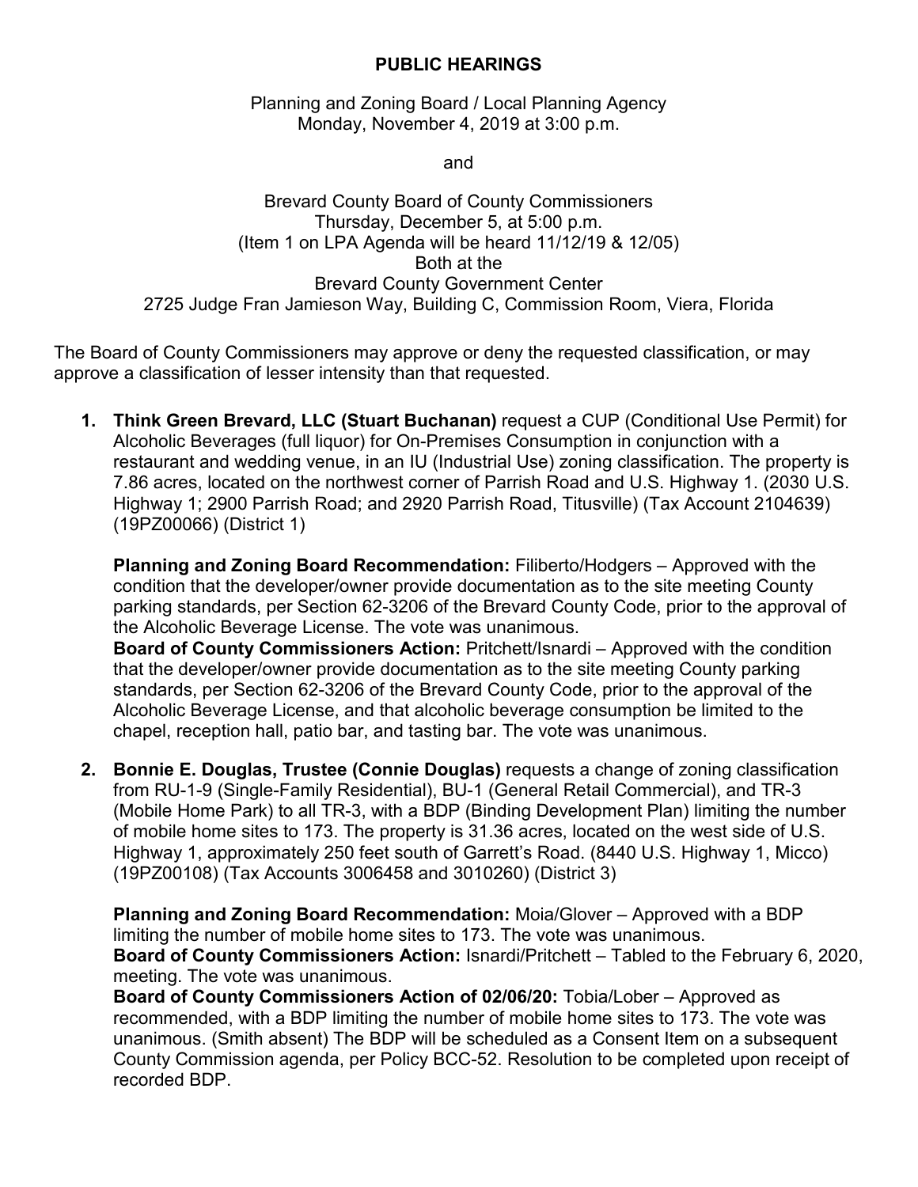# PUBLIC HEARINGS

Planning and Zoning Board / Local Planning Agency
Monday, November 4, 2019 at 3:00 p.m.

and

Brevard County Board of County Commissioners
Thursday, December 5, at 5:00 p.m.
(Item 1 on LPA Agenda will be heard 11/12/19 & 12/05)
Both at the
Brevard County Government Center
2725 Judge Fran Jamieson Way, Building C, Commission Room, Viera, Florida

The Board of County Commissioners may approve or deny the requested classification, or may approve a classification of lesser intensity than that requested.

1. **Think Green Brevard, LLC (Stuart Buchanan)** request a CUP (Conditional Use Permit) for Alcoholic Beverages (full liquor) for On-Premises Consumption in conjunction with a restaurant and wedding venue, in an IU (Industrial Use) zoning classification. The property is 7.86 acres, located on the northwest corner of Parrish Road and U.S. Highway 1. (2030 U.S. Highway 1; 2900 Parrish Road; and 2920 Parrish Road, Titusville) (Tax Account 2104639) (19PZ00066) (District 1)

   **Planning and Zoning Board Recommendation:** Filiberto/Hodgers – Approved with the condition that the developer/owner provide documentation as to the site meeting County parking standards, per Section 62-3206 of the Brevard County Code, prior to the approval of the Alcoholic Beverage License. The vote was unanimous.
   **Board of County Commissioners Action:** Pritchett/Isnardi – Approved with the condition that the developer/owner provide documentation as to the site meeting County parking standards, per Section 62-3206 of the Brevard County Code, prior to the approval of the Alcoholic Beverage License, and that alcoholic beverage consumption be limited to the chapel, reception hall, patio bar, and tasting bar. The vote was unanimous.

2. **Bonnie E. Douglas, Trustee (Connie Douglas)** requests a change of zoning classification from RU-1-9 (Single-Family Residential), BU-1 (General Retail Commercial), and TR-3 (Mobile Home Park) to all TR-3, with a BDP (Binding Development Plan) limiting the number of mobile home sites to 173. The property is 31.36 acres, located on the west side of U.S. Highway 1, approximately 250 feet south of Garrett's Road. (8440 U.S. Highway 1, Micco) (19PZ00108) (Tax Accounts 3006458 and 3010260) (District 3)

   **Planning and Zoning Board Recommendation:** Moia/Glover – Approved with a BDP limiting the number of mobile home sites to 173. The vote was unanimous.
   **Board of County Commissioners Action:** Isnardi/Pritchett – Tabled to the February 6, 2020, meeting. The vote was unanimous.
   **Board of County Commissioners Action of 02/06/20:** Tobia/Lober – Approved as recommended, with a BDP limiting the number of mobile home sites to 173. The vote was unanimous. (Smith absent) The BDP will be scheduled as a Consent Item on a subsequent County Commission agenda, per Policy BCC-52. Resolution to be completed upon receipt of recorded BDP.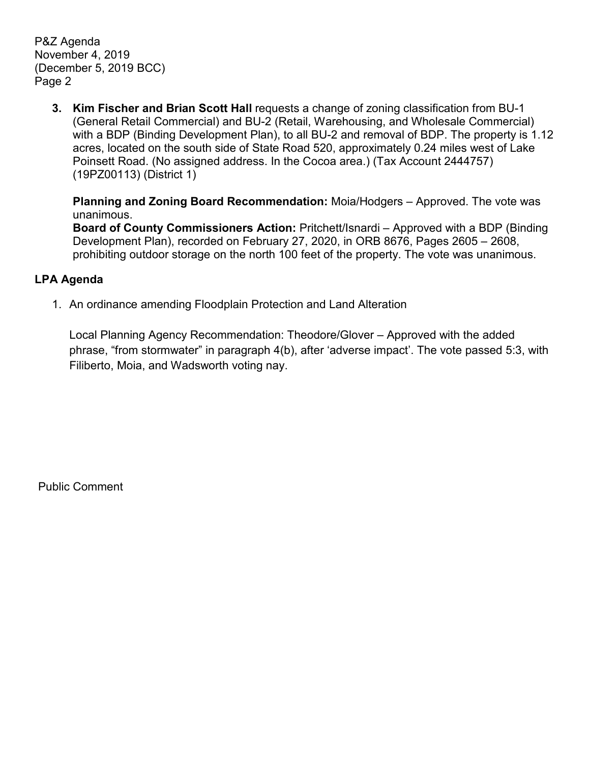3. **Kim Fischer and Brian Scott Hall** requests a change of zoning classification from BU-1 (General Retail Commercial) and BU-2 (Retail, Warehousing, and Wholesale Commercial) with a BDP (Binding Development Plan), to all BU-2 and removal of BDP. The property is 1.12 acres, located on the south side of State Road 520, approximately 0.24 miles west of Lake Poinsett Road. (No assigned address. In the Cocoa area.) (Tax Account 2444757) (19PZ00113) (District 1)

   **Planning and Zoning Board Recommendation:** Moia/Hodgers – Approved. The vote was unanimous.
   **Board of County Commissioners Action:** Pritchett/Isnardi – Approved with a BDP (Binding Development Plan), recorded on February 27, 2020, in ORB 8676, Pages 2605 – 2608, prohibiting outdoor storage on the north 100 feet of the property. The vote was unanimous.

## LPA Agenda

1. An ordinance amending Floodplain Protection and Land Alteration

   Local Planning Agency Recommendation: Theodore/Glover – Approved with the added phrase, "from stormwater" in paragraph 4(b), after 'adverse impact'. The vote passed 5:3, with Filiberto, Moia, and Wadsworth voting nay.

Public Comment